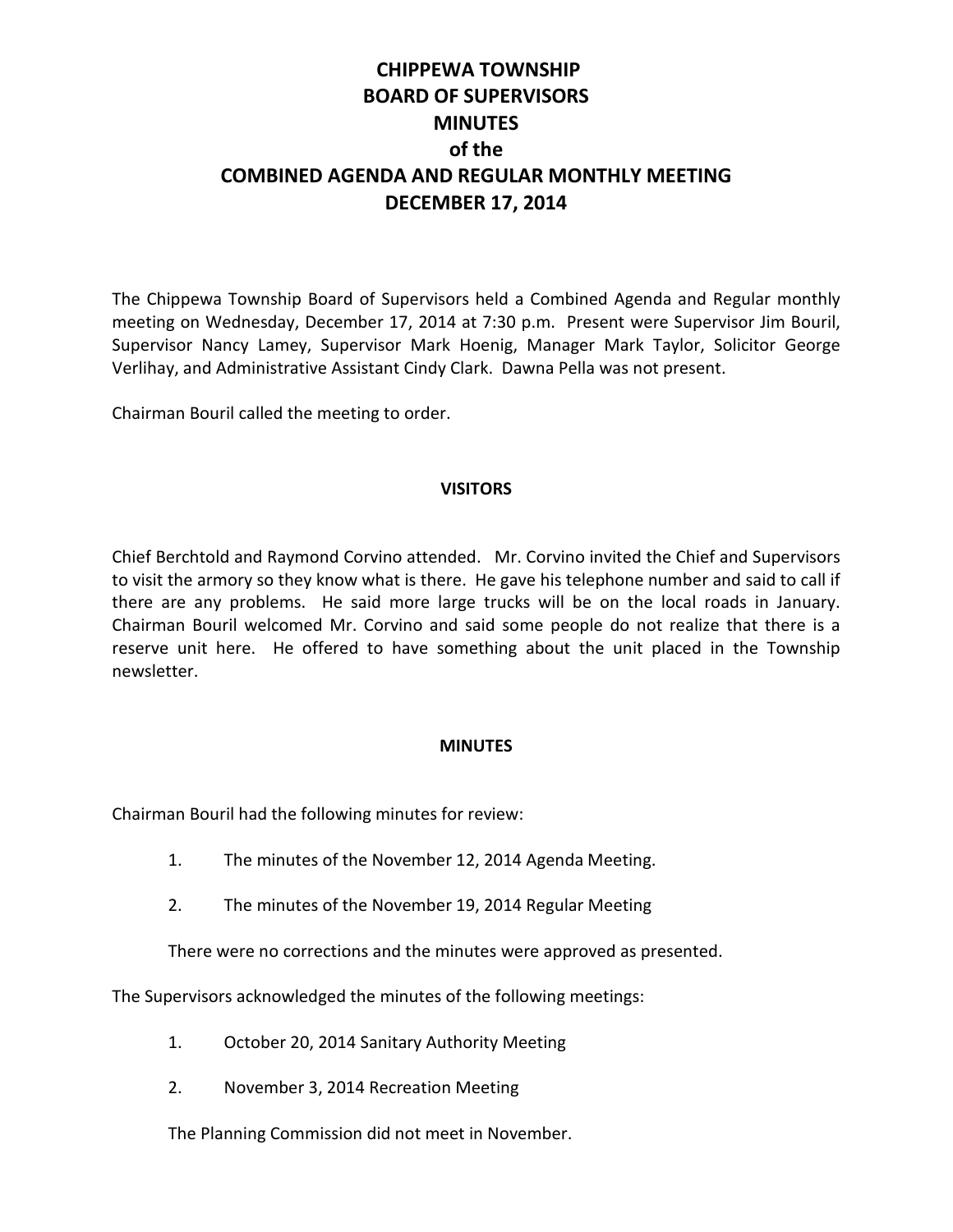# CHIPPEWA TOWNSHIP
# BOARD OF SUPERVISORS
# MINUTES
# of the
# COMBINED AGENDA AND REGULAR MONTHLY MEETING
# DECEMBER 17, 2014

The Chippewa Township Board of Supervisors held a Combined Agenda and Regular monthly meeting on Wednesday, December 17, 2014 at 7:30 p.m. Present were Supervisor Jim Bouril, Supervisor Nancy Lamey, Supervisor Mark Hoenig, Manager Mark Taylor, Solicitor George Verlihay, and Administrative Assistant Cindy Clark. Dawna Pella was not present.

Chairman Bouril called the meeting to order.

## VISITORS

Chief Berchtold and Raymond Corvino attended. Mr. Corvino invited the Chief and Supervisors to visit the armory so they know what is there. He gave his telephone number and said to call if there are any problems. He said more large trucks will be on the local roads in January. Chairman Bouril welcomed Mr. Corvino and said some people do not realize that there is a reserve unit here. He offered to have something about the unit placed in the Township newsletter.

## MINUTES

Chairman Bouril had the following minutes for review:

1. The minutes of the November 12, 2014 Agenda Meeting.
2. The minutes of the November 19, 2014 Regular Meeting

There were no corrections and the minutes were approved as presented.

The Supervisors acknowledged the minutes of the following meetings:

1. October 20, 2014 Sanitary Authority Meeting
2. November 3, 2014 Recreation Meeting

The Planning Commission did not meet in November.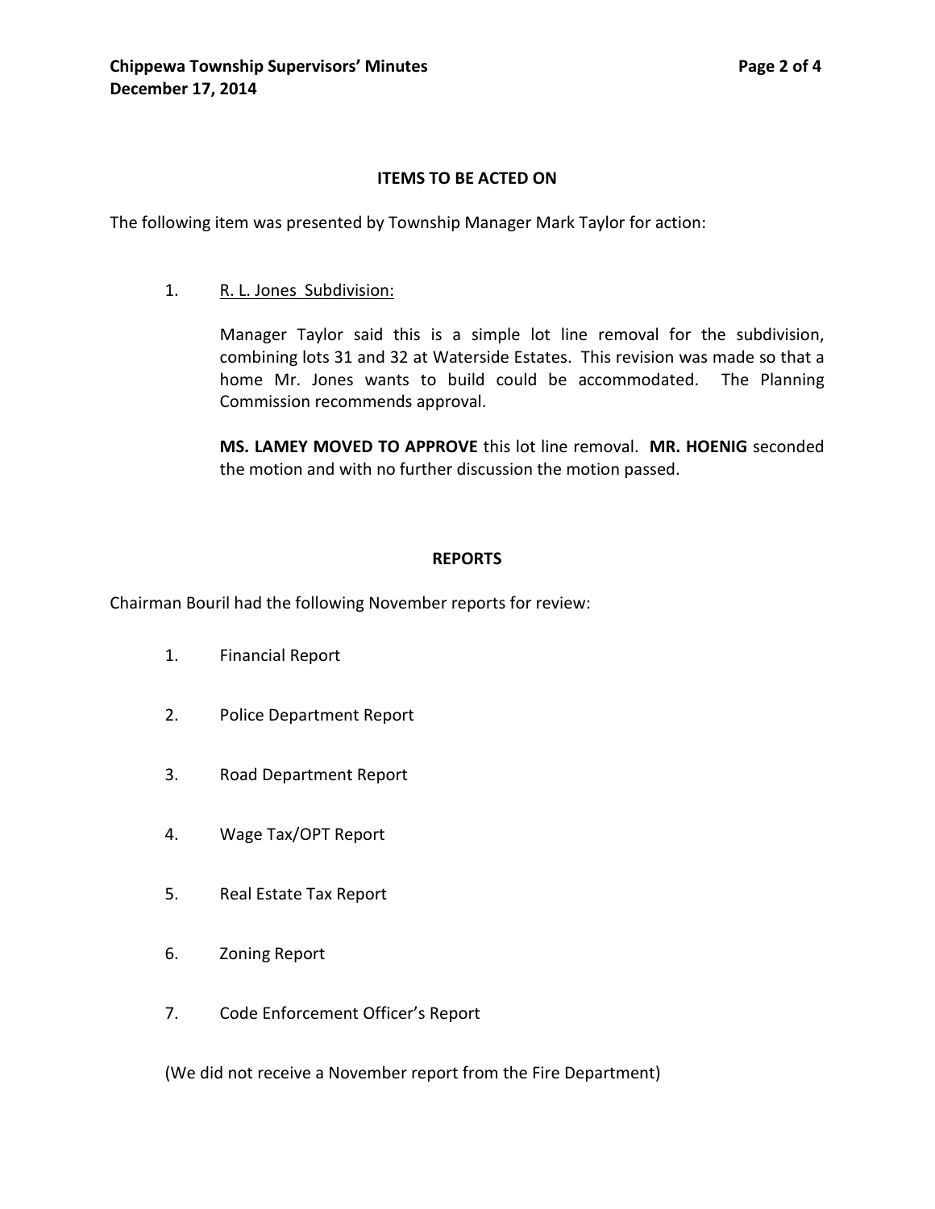## ITEMS TO BE ACTED ON

The following item was presented by Township Manager Mark Taylor for action:

1. R. L. Jones Subdivision:

   Manager Taylor said this is a simple lot line removal for the subdivision, combining lots 31 and 32 at Waterside Estates. This revision was made so that a home Mr. Jones wants to build could be accommodated. The Planning Commission recommends approval.

   **MS. LAMEY MOVED TO APPROVE** this lot line removal. **MR. HOENIG** seconded the motion and with no further discussion the motion passed.

## REPORTS

Chairman Bouril had the following November reports for review:

1. Financial Report
2. Police Department Report
3. Road Department Report
4. Wage Tax/OPT Report
5. Real Estate Tax Report
6. Zoning Report
7. Code Enforcement Officer's Report

(We did not receive a November report from the Fire Department)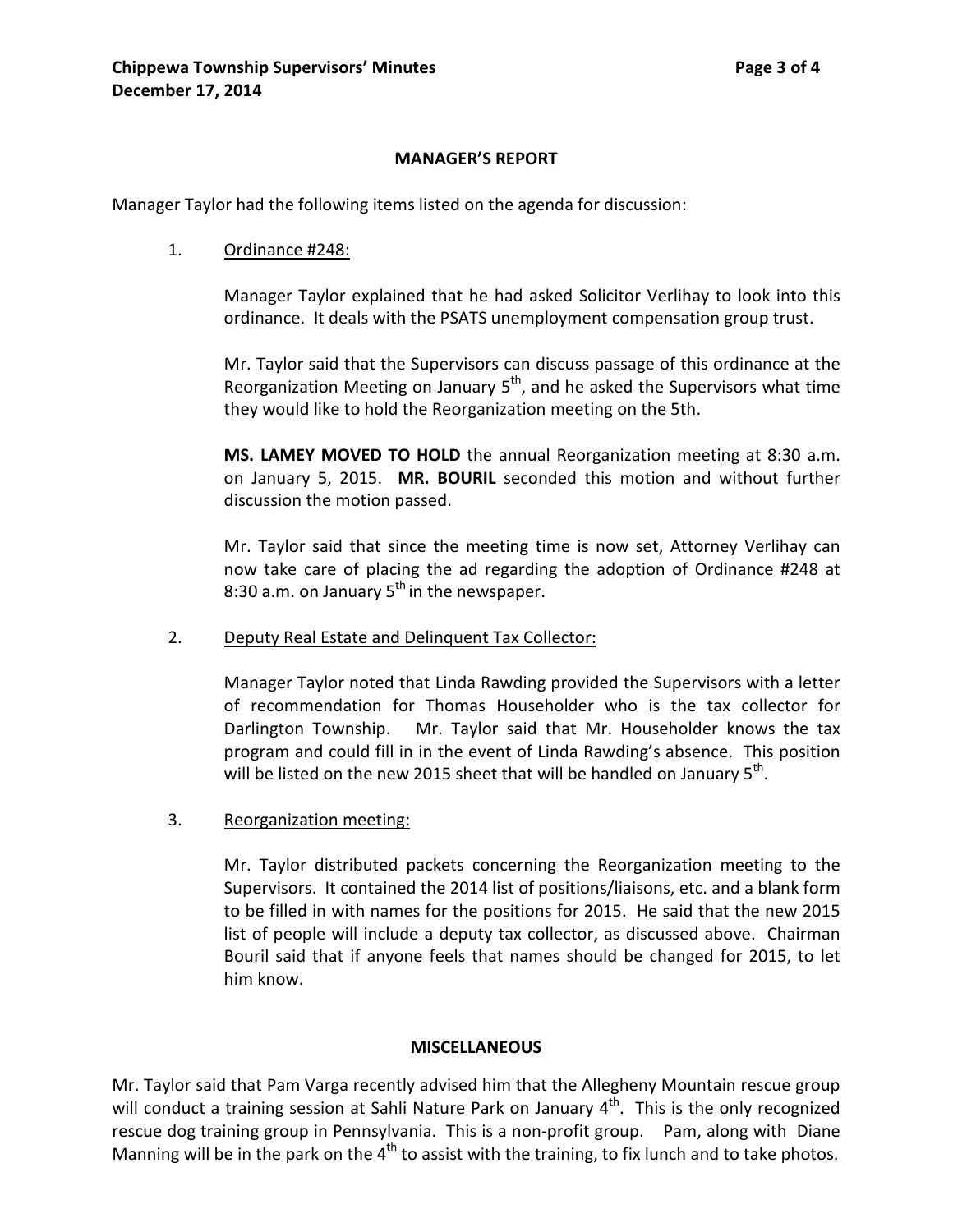## MANAGER'S REPORT

Manager Taylor had the following items listed on the agenda for discussion:

1. Ordinance #248:

   Manager Taylor explained that he had asked Solicitor Verlihay to look into this ordinance. It deals with the PSATS unemployment compensation group trust.

   Mr. Taylor said that the Supervisors can discuss passage of this ordinance at the Reorganization Meeting on January 5th, and he asked the Supervisors what time they would like to hold the Reorganization meeting on the 5th.

   **MS. LAMEY MOVED TO HOLD** the annual Reorganization meeting at 8:30 a.m. on January 5, 2015. **MR. BOURIL** seconded this motion and without further discussion the motion passed.

   Mr. Taylor said that since the meeting time is now set, Attorney Verlihay can now take care of placing the ad regarding the adoption of Ordinance #248 at 8:30 a.m. on January 5th in the newspaper.

2. Deputy Real Estate and Delinquent Tax Collector:

   Manager Taylor noted that Linda Rawding provided the Supervisors with a letter of recommendation for Thomas Householder who is the tax collector for Darlington Township. Mr. Taylor said that Mr. Householder knows the tax program and could fill in in the event of Linda Rawding's absence. This position will be listed on the new 2015 sheet that will be handled on January 5th.

3. Reorganization meeting:

   Mr. Taylor distributed packets concerning the Reorganization meeting to the Supervisors. It contained the 2014 list of positions/liaisons, etc. and a blank form to be filled in with names for the positions for 2015. He said that the new 2015 list of people will include a deputy tax collector, as discussed above. Chairman Bouril said that if anyone feels that names should be changed for 2015, to let him know.

## MISCELLANEOUS

Mr. Taylor said that Pam Varga recently advised him that the Allegheny Mountain rescue group will conduct a training session at Sahli Nature Park on January 4th. This is the only recognized rescue dog training group in Pennsylvania. This is a non-profit group. Pam, along with Diane Manning will be in the park on the 4th to assist with the training, to fix lunch and to take photos.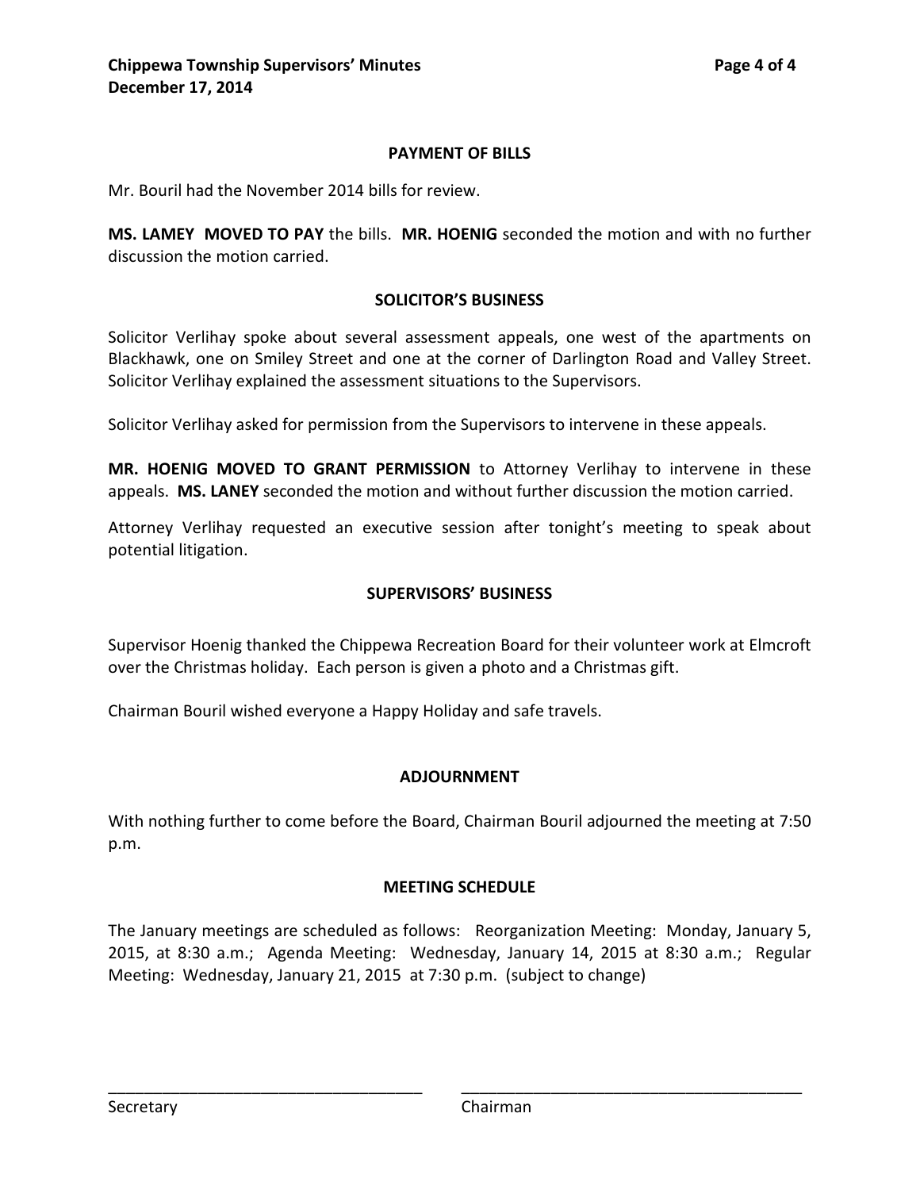## PAYMENT OF BILLS

Mr. Bouril had the November 2014 bills for review.

**MS. LAMEY MOVED TO PAY** the bills. **MR. HOENIG** seconded the motion and with no further discussion the motion carried.

## SOLICITOR'S BUSINESS

Solicitor Verlihay spoke about several assessment appeals, one west of the apartments on Blackhawk, one on Smiley Street and one at the corner of Darlington Road and Valley Street. Solicitor Verlihay explained the assessment situations to the Supervisors.

Solicitor Verlihay asked for permission from the Supervisors to intervene in these appeals.

**MR. HOENIG MOVED TO GRANT PERMISSION** to Attorney Verlihay to intervene in these appeals. **MS. LANEY** seconded the motion and without further discussion the motion carried.

Attorney Verlihay requested an executive session after tonight's meeting to speak about potential litigation.

## SUPERVISORS' BUSINESS

Supervisor Hoenig thanked the Chippewa Recreation Board for their volunteer work at Elmcroft over the Christmas holiday. Each person is given a photo and a Christmas gift.

Chairman Bouril wished everyone a Happy Holiday and safe travels.

## ADJOURNMENT

With nothing further to come before the Board, Chairman Bouril adjourned the meeting at 7:50 p.m.

## MEETING SCHEDULE

The January meetings are scheduled as follows: Reorganization Meeting: Monday, January 5, 2015, at 8:30 a.m.; Agenda Meeting: Wednesday, January 14, 2015 at 8:30 a.m.; Regular Meeting: Wednesday, January 21, 2015 at 7:30 p.m. (subject to change)

\_\_\_\_\_\_\_\_\_\_\_\_\_\_\_\_\_\_\_\_\_\_\_\_\_\_\_\_\_\_\_\_\_\_\_\_ Secretary

\_\_\_\_\_\_\_\_\_\_\_\_\_\_\_\_\_\_\_\_\_\_\_\_\_\_\_\_\_\_\_\_\_\_\_\_\_\_\_\_ Chairman